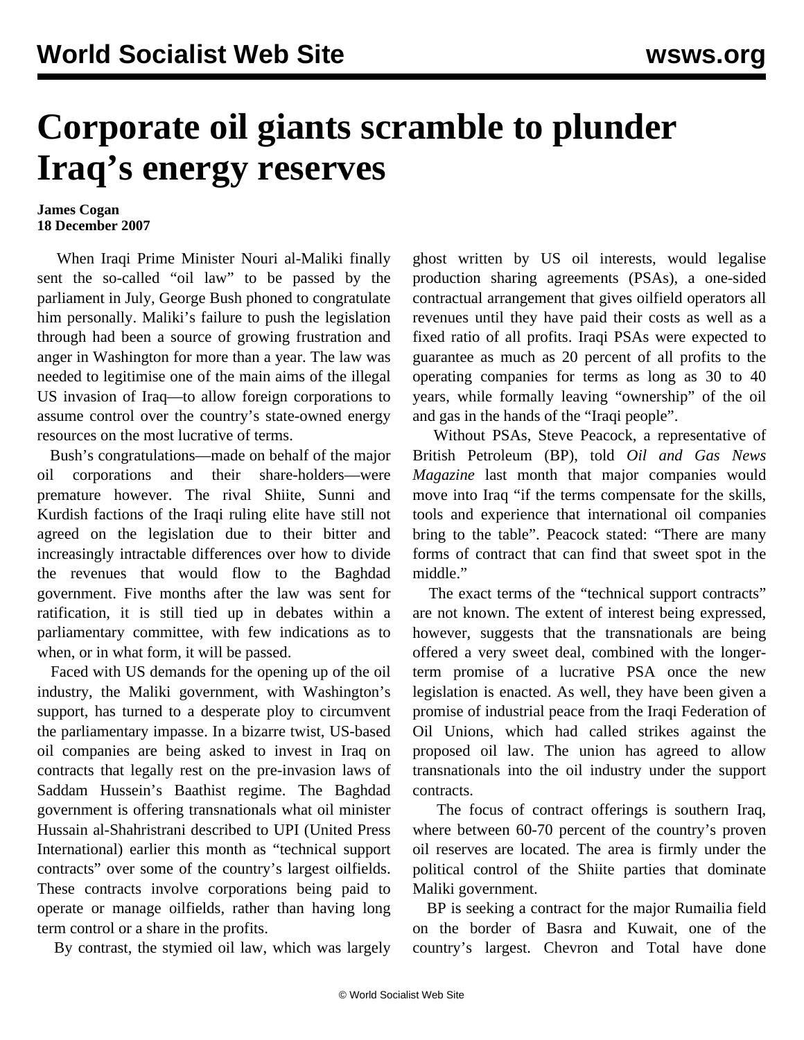# Corporate oil giants scramble to plunder Iraq's energy reserves

**James Cogan**
**18 December 2007**

When Iraqi Prime Minister Nouri al-Maliki finally sent the so-called "oil law" to be passed by the parliament in July, George Bush phoned to congratulate him personally. Maliki's failure to push the legislation through had been a source of growing frustration and anger in Washington for more than a year. The law was needed to legitimise one of the main aims of the illegal US invasion of Iraq—to allow foreign corporations to assume control over the country's state-owned energy resources on the most lucrative of terms.

Bush's congratulations—made on behalf of the major oil corporations and their share-holders—were premature however. The rival Shiite, Sunni and Kurdish factions of the Iraqi ruling elite have still not agreed on the legislation due to their bitter and increasingly intractable differences over how to divide the revenues that would flow to the Baghdad government. Five months after the law was sent for ratification, it is still tied up in debates within a parliamentary committee, with few indications as to when, or in what form, it will be passed.

Faced with US demands for the opening up of the oil industry, the Maliki government, with Washington's support, has turned to a desperate ploy to circumvent the parliamentary impasse. In a bizarre twist, US-based oil companies are being asked to invest in Iraq on contracts that legally rest on the pre-invasion laws of Saddam Hussein's Baathist regime. The Baghdad government is offering transnationals what oil minister Hussain al-Shahristrani described to UPI (United Press International) earlier this month as "technical support contracts" over some of the country's largest oilfields. These contracts involve corporations being paid to operate or manage oilfields, rather than having long term control or a share in the profits.

By contrast, the stymied oil law, which was largely ghost written by US oil interests, would legalise production sharing agreements (PSAs), a one-sided contractual arrangement that gives oilfield operators all revenues until they have paid their costs as well as a fixed ratio of all profits. Iraqi PSAs were expected to guarantee as much as 20 percent of all profits to the operating companies for terms as long as 30 to 40 years, while formally leaving "ownership" of the oil and gas in the hands of the "Iraqi people".

Without PSAs, Steve Peacock, a representative of British Petroleum (BP), told *Oil and Gas News Magazine* last month that major companies would move into Iraq "if the terms compensate for the skills, tools and experience that international oil companies bring to the table". Peacock stated: "There are many forms of contract that can find that sweet spot in the middle."

The exact terms of the "technical support contracts" are not known. The extent of interest being expressed, however, suggests that the transnationals are being offered a very sweet deal, combined with the longer-term promise of a lucrative PSA once the new legislation is enacted. As well, they have been given a promise of industrial peace from the Iraqi Federation of Oil Unions, which had called strikes against the proposed oil law. The union has agreed to allow transnationals into the oil industry under the support contracts.

The focus of contract offerings is southern Iraq, where between 60-70 percent of the country's proven oil reserves are located. The area is firmly under the political control of the Shiite parties that dominate Maliki government.

BP is seeking a contract for the major Rumailia field on the border of Basra and Kuwait, one of the country's largest. Chevron and Total have done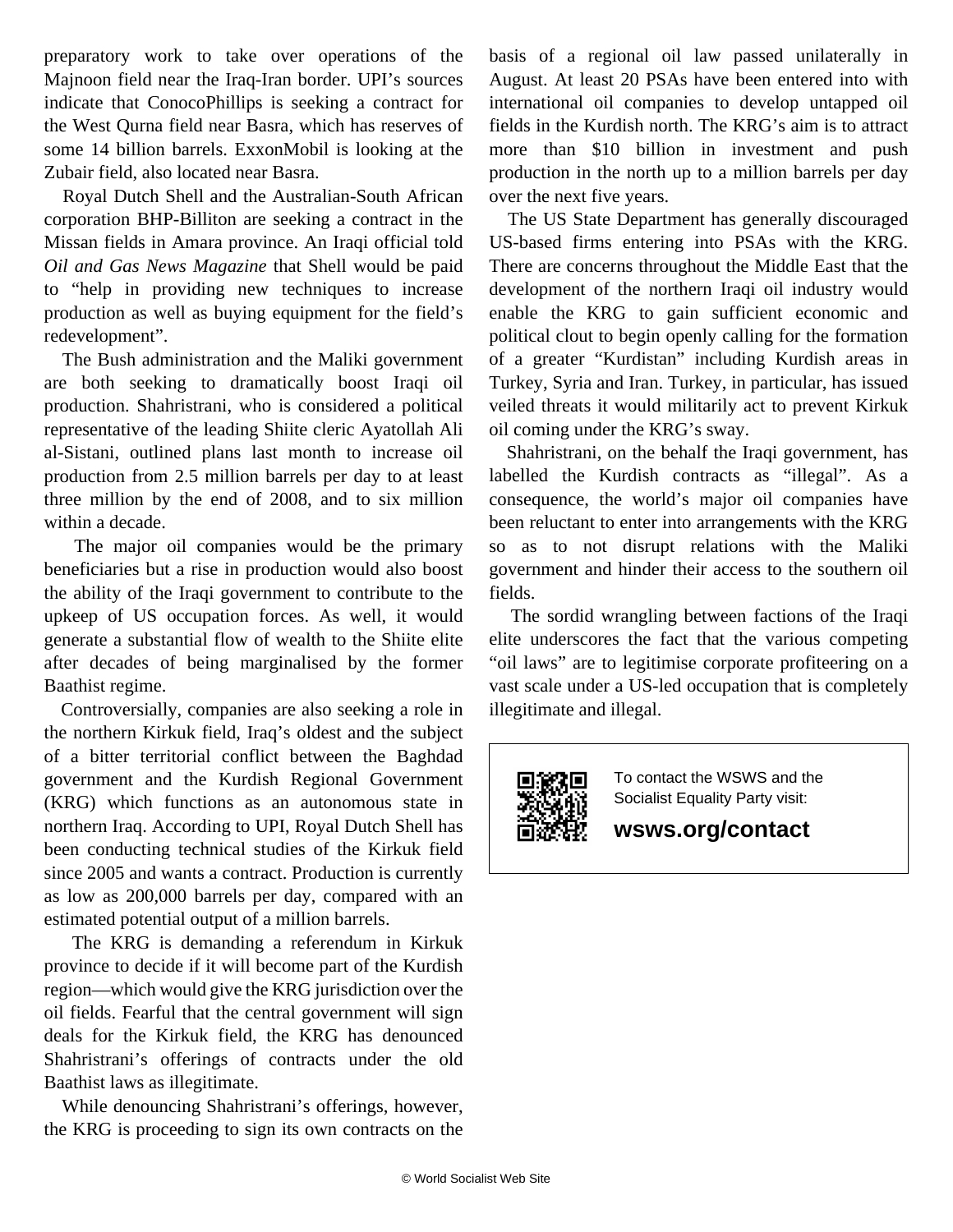preparatory work to take over operations of the Majnoon field near the Iraq-Iran border. UPI's sources indicate that ConocoPhillips is seeking a contract for the West Qurna field near Basra, which has reserves of some 14 billion barrels. ExxonMobil is looking at the Zubair field, also located near Basra.

Royal Dutch Shell and the Australian-South African corporation BHP-Billiton are seeking a contract in the Missan fields in Amara province. An Iraqi official told *Oil and Gas News Magazine* that Shell would be paid to "help in providing new techniques to increase production as well as buying equipment for the field's redevelopment".

The Bush administration and the Maliki government are both seeking to dramatically boost Iraqi oil production. Shahristrani, who is considered a political representative of the leading Shiite cleric Ayatollah Ali al-Sistani, outlined plans last month to increase oil production from 2.5 million barrels per day to at least three million by the end of 2008, and to six million within a decade.

The major oil companies would be the primary beneficiaries but a rise in production would also boost the ability of the Iraqi government to contribute to the upkeep of US occupation forces. As well, it would generate a substantial flow of wealth to the Shiite elite after decades of being marginalised by the former Baathist regime.

Controversially, companies are also seeking a role in the northern Kirkuk field, Iraq's oldest and the subject of a bitter territorial conflict between the Baghdad government and the Kurdish Regional Government (KRG) which functions as an autonomous state in northern Iraq. According to UPI, Royal Dutch Shell has been conducting technical studies of the Kirkuk field since 2005 and wants a contract. Production is currently as low as 200,000 barrels per day, compared with an estimated potential output of a million barrels.

The KRG is demanding a referendum in Kirkuk province to decide if it will become part of the Kurdish region—which would give the KRG jurisdiction over the oil fields. Fearful that the central government will sign deals for the Kirkuk field, the KRG has denounced Shahristrani's offerings of contracts under the old Baathist laws as illegitimate.

While denouncing Shahristrani's offerings, however, the KRG is proceeding to sign its own contracts on the basis of a regional oil law passed unilaterally in August. At least 20 PSAs have been entered into with international oil companies to develop untapped oil fields in the Kurdish north. The KRG's aim is to attract more than $10 billion in investment and push production in the north up to a million barrels per day over the next five years.

The US State Department has generally discouraged US-based firms entering into PSAs with the KRG. There are concerns throughout the Middle East that the development of the northern Iraqi oil industry would enable the KRG to gain sufficient economic and political clout to begin openly calling for the formation of a greater "Kurdistan" including Kurdish areas in Turkey, Syria and Iran. Turkey, in particular, has issued veiled threats it would militarily act to prevent Kirkuk oil coming under the KRG's sway.

Shahristrani, on the behalf the Iraqi government, has labelled the Kurdish contracts as "illegal". As a consequence, the world's major oil companies have been reluctant to enter into arrangements with the KRG so as to not disrupt relations with the Maliki government and hinder their access to the southern oil fields.

The sordid wrangling between factions of the Iraqi elite underscores the fact that the various competing "oil laws" are to legitimise corporate profiteering on a vast scale under a US-led occupation that is completely illegitimate and illegal.

To contact the WSWS and the Socialist Equality Party visit:

**wsws.org/contact**